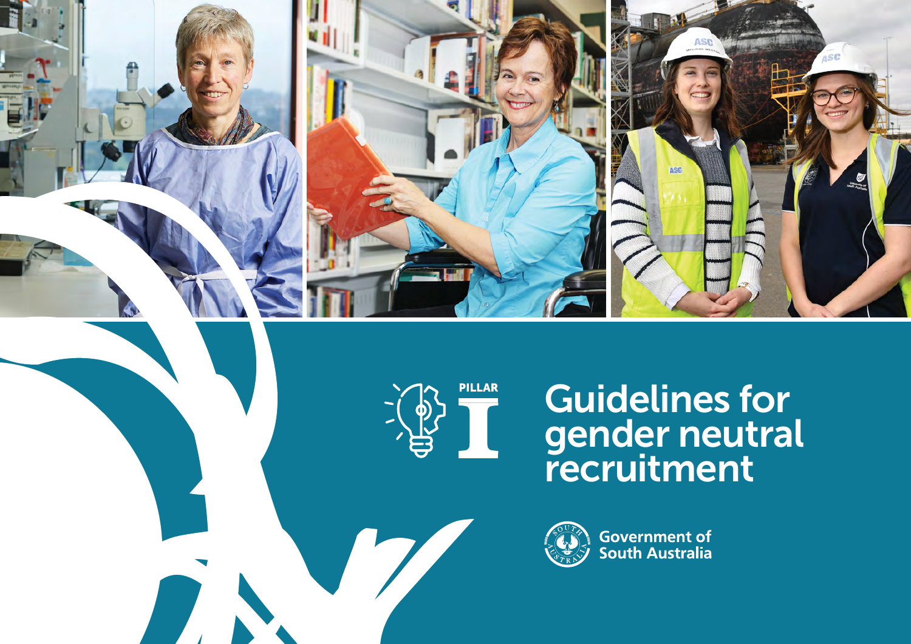PILLAR I

# Guidelines for gender neutral recruitment

Government of South Australia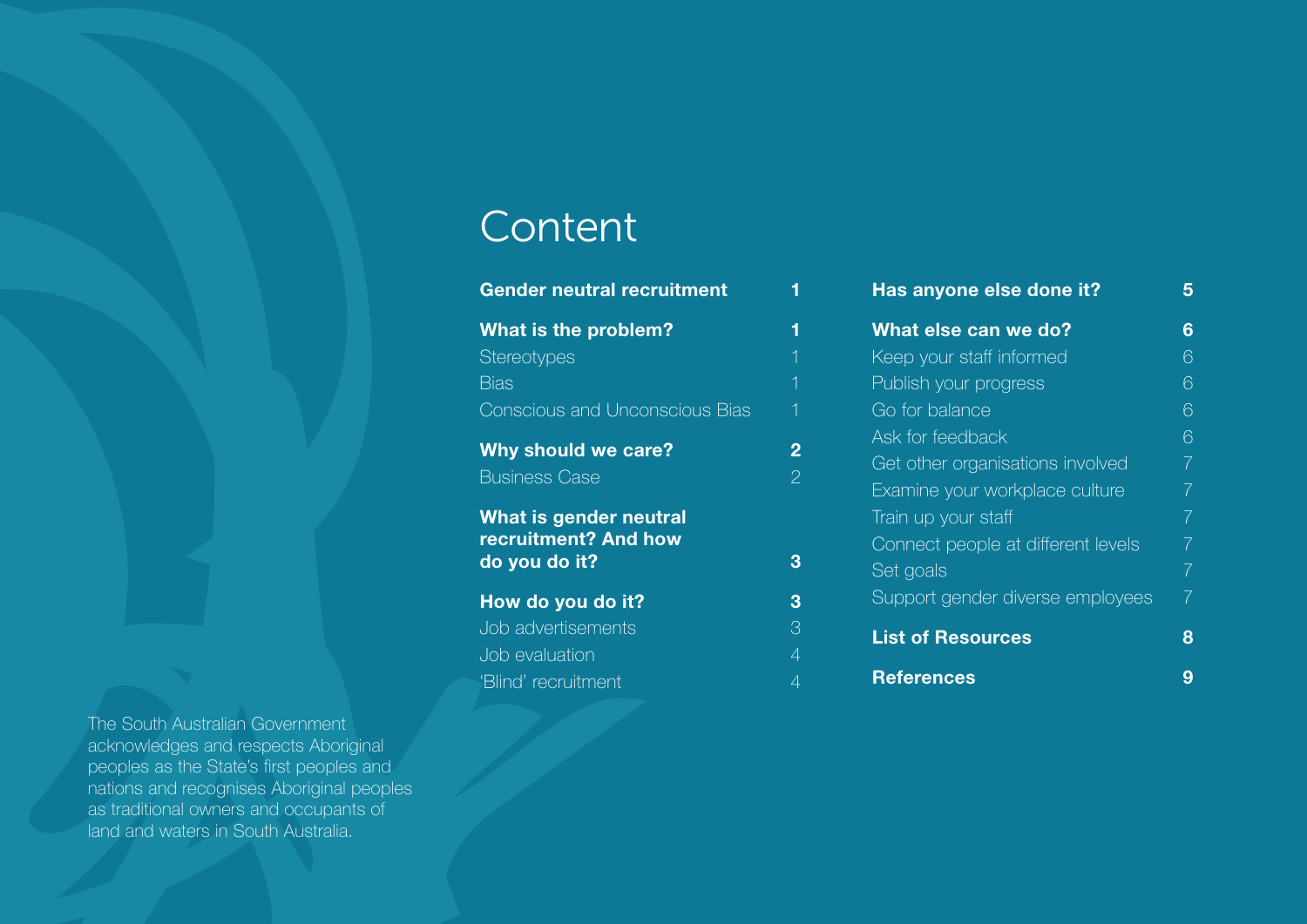# Content

| | |
|---|---|
| **Gender neutral recruitment** | **1** |
| **What is the problem?** | **1** |
| Stereotypes | 1 |
| Bias | 1 |
| Conscious and Unconscious Bias | 1 |
| **Why should we care?** | **2** |
| Business Case | 2 |
| **What is gender neutral recruitment? And how do you do it?** | **3** |
| **How do you do it?** | **3** |
| Job advertisements | 3 |
| Job evaluation | 4 |
| 'Blind' recruitment | 4 |
| **Has anyone else done it?** | **5** |
| **What else can we do?** | **6** |
| Keep your staff informed | 6 |
| Publish your progress | 6 |
| Go for balance | 6 |
| Ask for feedback | 6 |
| Get other organisations involved | 7 |
| Examine your workplace culture | 7 |
| Train up your staff | 7 |
| Connect people at different levels | 7 |
| Set goals | 7 |
| Support gender diverse employees | 7 |
| **List of Resources** | **8** |
| **References** | **9** |

The South Australian Government acknowledges and respects Aboriginal peoples as the State's first peoples and nations and recognises Aboriginal peoples as traditional owners and occupants of land and waters in South Australia.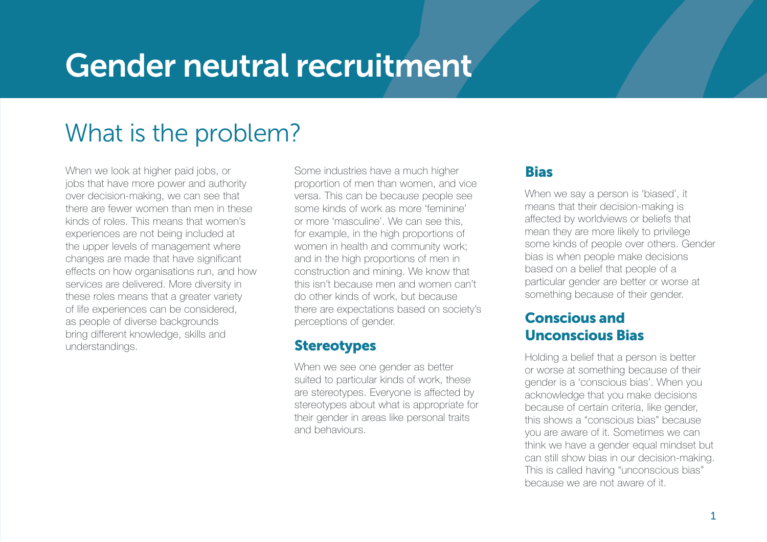# Gender neutral recruitment

## What is the problem?

When we look at higher paid jobs, or jobs that have more power and authority over decision-making, we can see that there are fewer women than men in these kinds of roles. This means that women's experiences are not being included at the upper levels of management where changes are made that have significant effects on how organisations run, and how services are delivered. More diversity in these roles means that a greater variety of life experiences can be considered, as people of diverse backgrounds bring different knowledge, skills and understandings.

Some industries have a much higher proportion of men than women, and vice versa. This can be because people see some kinds of work as more 'feminine' or more 'masculine'. We can see this, for example, in the high proportions of women in health and community work; and in the high proportions of men in construction and mining. We know that this isn't because men and women can't do other kinds of work, but because there are expectations based on society's perceptions of gender.

### Stereotypes

When we see one gender as better suited to particular kinds of work, these are stereotypes. Everyone is affected by stereotypes about what is appropriate for their gender in areas like personal traits and behaviours.

### Bias

When we say a person is 'biased', it means that their decision-making is affected by worldviews or beliefs that mean they are more likely to privilege some kinds of people over others. Gender bias is when people make decisions based on a belief that people of a particular gender are better or worse at something because of their gender.

### Conscious and Unconscious Bias

Holding a belief that a person is better or worse at something because of their gender is a 'conscious bias'. When you acknowledge that you make decisions because of certain criteria, like gender, this shows a "conscious bias" because you are aware of it. Sometimes we can think we have a gender equal mindset but can still show bias in our decision-making. This is called having "unconscious bias" because we are not aware of it.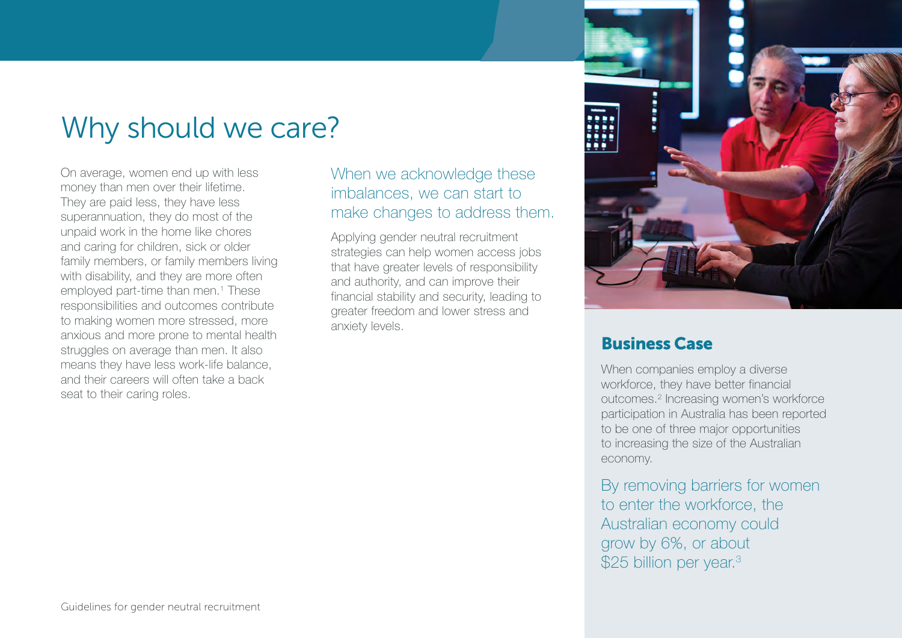# Why should we care?

On average, women end up with less money than men over their lifetime. They are paid less, they have less superannuation, they do most of the unpaid work in the home like chores and caring for children, sick or older family members, or family members living with disability, and they are more often employed part-time than men.[1] These responsibilities and outcomes contribute to making women more stressed, more anxious and more prone to mental health struggles on average than men. It also means they have less work-life balance, and their careers will often take a back seat to their caring roles.

When we acknowledge these imbalances, we can start to make changes to address them.

Applying gender neutral recruitment strategies can help women access jobs that have greater levels of responsibility and authority, and can improve their financial stability and security, leading to greater freedom and lower stress and anxiety levels.

## Business Case

When companies employ a diverse workforce, they have better financial outcomes.[2] Increasing women's workforce participation in Australia has been reported to be one of three major opportunities to increasing the size of the Australian economy.

By removing barriers for women to enter the workforce, the Australian economy could grow by 6%, or about $25 billion per year.[3]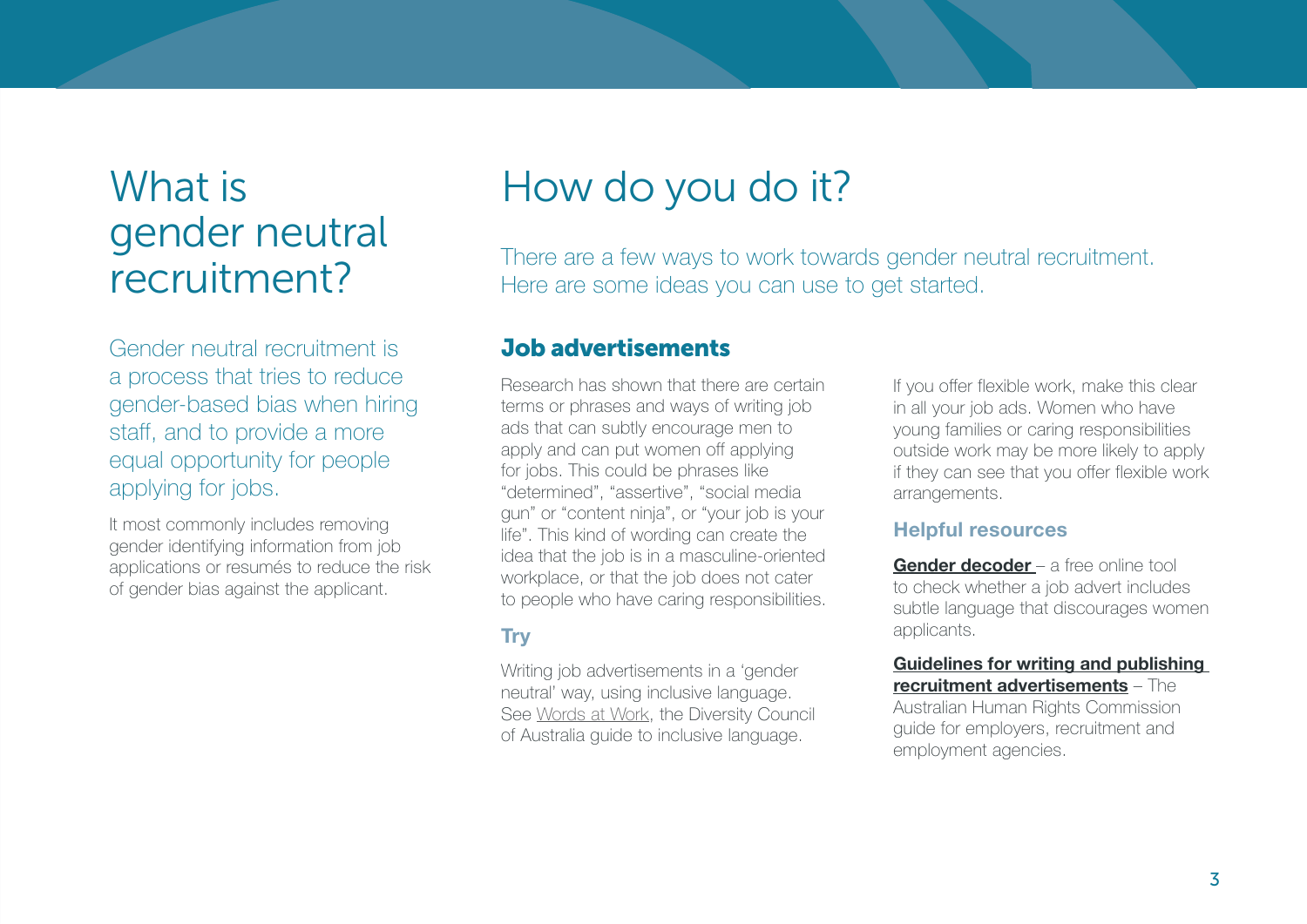# What is gender neutral recruitment?

Gender neutral recruitment is a process that tries to reduce gender-based bias when hiring staff, and to provide a more equal opportunity for people applying for jobs.

It most commonly includes removing gender identifying information from job applications or resumés to reduce the risk of gender bias against the applicant.

# How do you do it?

There are a few ways to work towards gender neutral recruitment. Here are some ideas you can use to get started.

## Job advertisements

Research has shown that there are certain terms or phrases and ways of writing job ads that can subtly encourage men to apply and can put women off applying for jobs. This could be phrases like "determined", "assertive", "social media gun" or "content ninja", or "your job is your life". This kind of wording can create the idea that the job is in a masculine-oriented workplace, or that the job does not cater to people who have caring responsibilities.

### Try

Writing job advertisements in a 'gender neutral' way, using inclusive language. See Words at Work, the Diversity Council of Australia guide to inclusive language.

If you offer flexible work, make this clear in all your job ads. Women who have young families or caring responsibilities outside work may be more likely to apply if they can see that you offer flexible work arrangements.

### Helpful resources

**Gender decoder** – a free online tool to check whether a job advert includes subtle language that discourages women applicants.

**Guidelines for writing and publishing recruitment advertisements** – The Australian Human Rights Commission guide for employers, recruitment and employment agencies.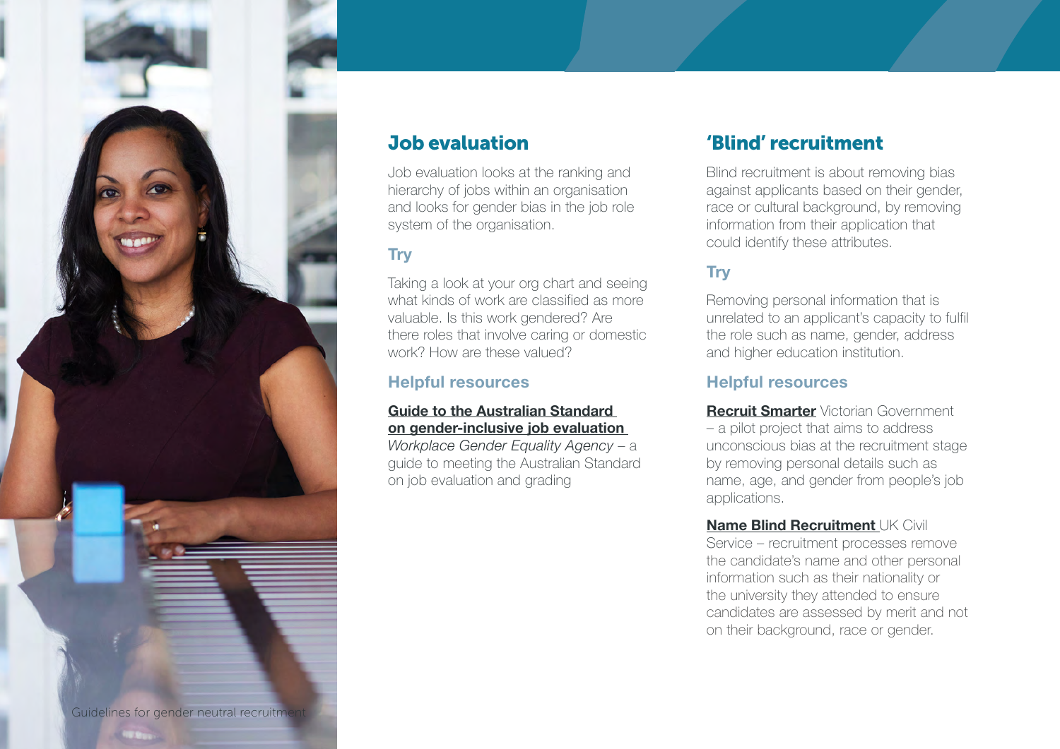## Job evaluation

Job evaluation looks at the ranking and hierarchy of jobs within an organisation and looks for gender bias in the job role system of the organisation.

### Try

Taking a look at your org chart and seeing what kinds of work are classified as more valuable. Is this work gendered? Are there roles that involve caring or domestic work? How are these valued?

### Helpful resources

**Guide to the Australian Standard on gender-inclusive job evaluation**
*Workplace Gender Equality Agency* – a guide to meeting the Australian Standard on job evaluation and grading

## 'Blind' recruitment

Blind recruitment is about removing bias against applicants based on their gender, race or cultural background, by removing information from their application that could identify these attributes.

### Try

Removing personal information that is unrelated to an applicant's capacity to fulfil the role such as name, gender, address and higher education institution.

### Helpful resources

**Recruit Smarter** Victorian Government – a pilot project that aims to address unconscious bias at the recruitment stage by removing personal details such as name, age, and gender from people's job applications.

**Name Blind Recruitment** UK Civil Service – recruitment processes remove the candidate's name and other personal information such as their nationality or the university they attended to ensure candidates are assessed by merit and not on their background, race or gender.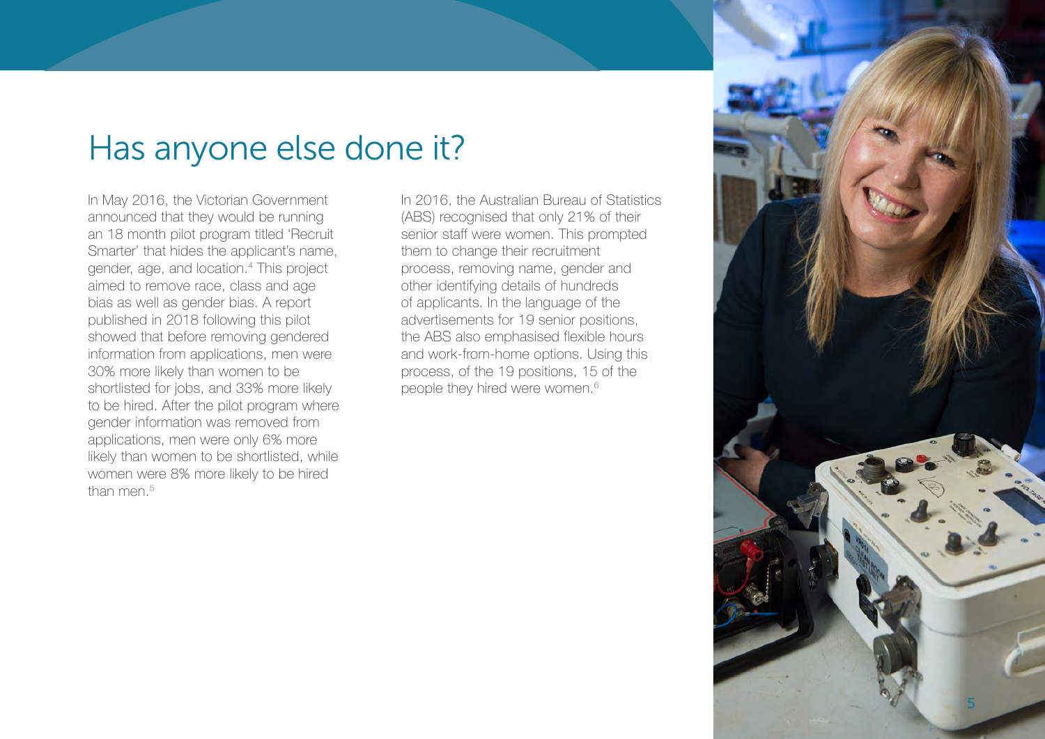# Has anyone else done it?

In May 2016, the Victorian Government announced that they would be running an 18 month pilot program titled 'Recruit Smarter' that hides the applicant's name, gender, age, and location.[4] This project aimed to remove race, class and age bias as well as gender bias. A report published in 2018 following this pilot showed that before removing gendered information from applications, men were 30% more likely than women to be shortlisted for jobs, and 33% more likely to be hired. After the pilot program where gender information was removed from applications, men were only 6% more likely than women to be shortlisted, while women were 8% more likely to be hired than men.[5]

In 2016, the Australian Bureau of Statistics (ABS) recognised that only 21% of their senior staff were women. This prompted them to change their recruitment process, removing name, gender and other identifying details of hundreds of applicants. In the language of the advertisements for 19 senior positions, the ABS also emphasised flexible hours and work-from-home options. Using this process, of the 19 positions, 15 of the people they hired were women.[6]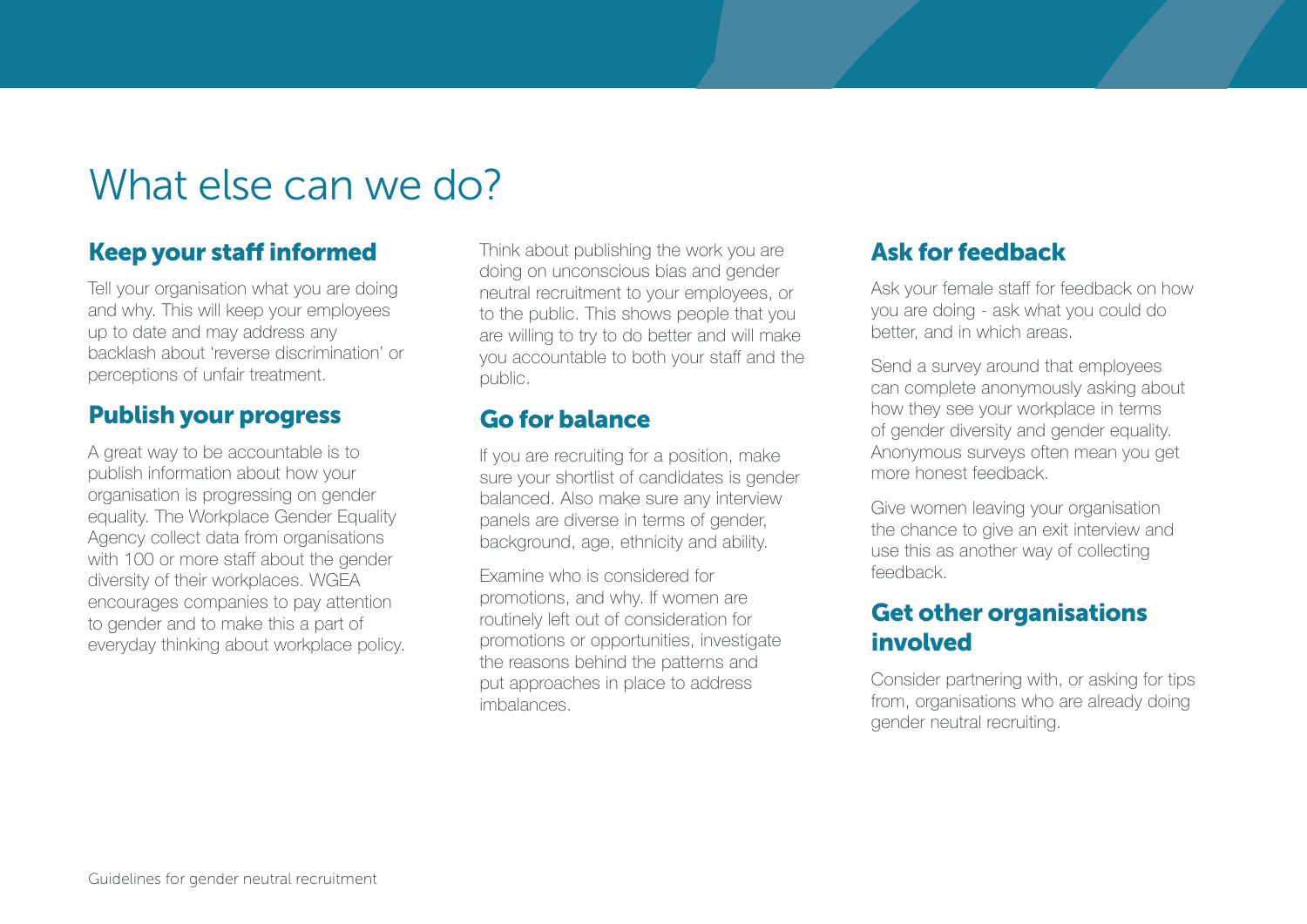# What else can we do?

## Keep your staff informed

Tell your organisation what you are doing and why. This will keep your employees up to date and may address any backlash about 'reverse discrimination' or perceptions of unfair treatment.

## Publish your progress

A great way to be accountable is to publish information about how your organisation is progressing on gender equality. The Workplace Gender Equality Agency collect data from organisations with 100 or more staff about the gender diversity of their workplaces. WGEA encourages companies to pay attention to gender and to make this a part of everyday thinking about workplace policy.

Think about publishing the work you are doing on unconscious bias and gender neutral recruitment to your employees, or to the public. This shows people that you are willing to try to do better and will make you accountable to both your staff and the public.

## Go for balance

If you are recruiting for a position, make sure your shortlist of candidates is gender balanced. Also make sure any interview panels are diverse in terms of gender, background, age, ethnicity and ability.

Examine who is considered for promotions, and why. If women are routinely left out of consideration for promotions or opportunities, investigate the reasons behind the patterns and put approaches in place to address imbalances.

## Ask for feedback

Ask your female staff for feedback on how you are doing - ask what you could do better, and in which areas.

Send a survey around that employees can complete anonymously asking about how they see your workplace in terms of gender diversity and gender equality. Anonymous surveys often mean you get more honest feedback.

Give women leaving your organisation the chance to give an exit interview and use this as another way of collecting feedback.

## Get other organisations involved

Consider partnering with, or asking for tips from, organisations who are already doing gender neutral recruiting.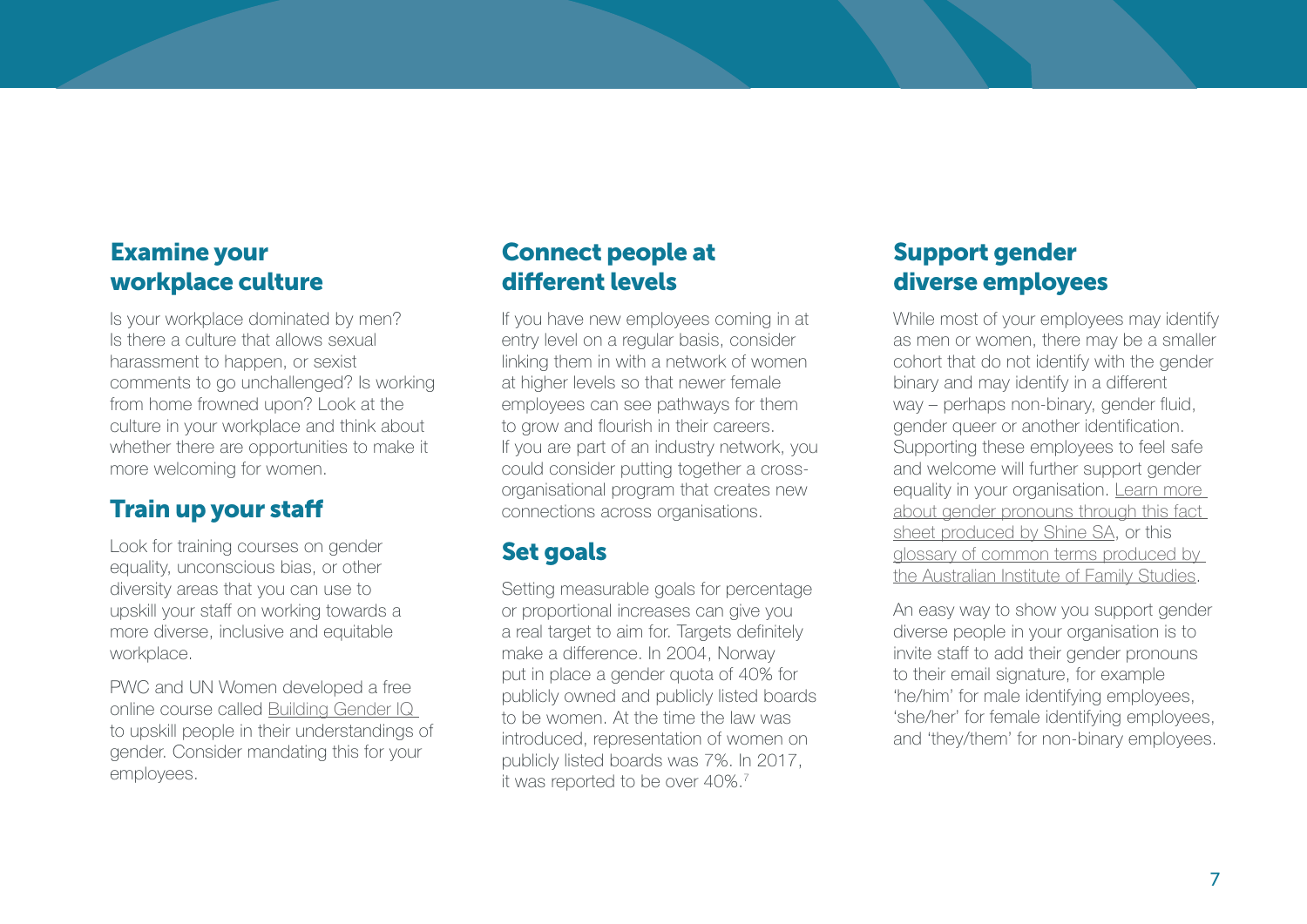## Examine your workplace culture

Is your workplace dominated by men? Is there a culture that allows sexual harassment to happen, or sexist comments to go unchallenged? Is working from home frowned upon? Look at the culture in your workplace and think about whether there are opportunities to make it more welcoming for women.

## Train up your staff

Look for training courses on gender equality, unconscious bias, or other diversity areas that you can use to upskill your staff on working towards a more diverse, inclusive and equitable workplace.

PWC and UN Women developed a free online course called Building Gender IQ to upskill people in their understandings of gender. Consider mandating this for your employees.

## Connect people at different levels

If you have new employees coming in at entry level on a regular basis, consider linking them in with a network of women at higher levels so that newer female employees can see pathways for them to grow and flourish in their careers. If you are part of an industry network, you could consider putting together a cross-organisational program that creates new connections across organisations.

## Set goals

Setting measurable goals for percentage or proportional increases can give you a real target to aim for. Targets definitely make a difference. In 2004, Norway put in place a gender quota of 40% for publicly owned and publicly listed boards to be women. At the time the law was introduced, representation of women on publicly listed boards was 7%. In 2017, it was reported to be over 40%.[7]

## Support gender diverse employees

While most of your employees may identify as men or women, there may be a smaller cohort that do not identify with the gender binary and may identify in a different way – perhaps non-binary, gender fluid, gender queer or another identification. Supporting these employees to feel safe and welcome will further support gender equality in your organisation. Learn more about gender pronouns through this fact sheet produced by Shine SA, or this glossary of common terms produced by the Australian Institute of Family Studies.

An easy way to show you support gender diverse people in your organisation is to invite staff to add their gender pronouns to their email signature, for example 'he/him' for male identifying employees, 'she/her' for female identifying employees, and 'they/them' for non-binary employees.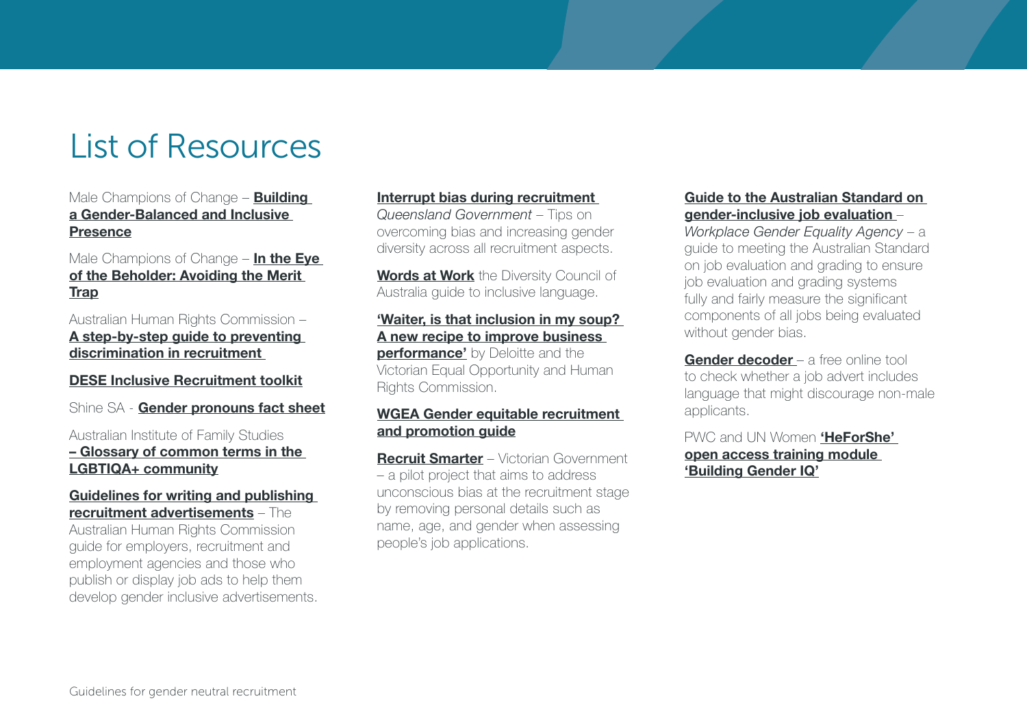# List of Resources

Male Champions of Change – **Building a Gender-Balanced and Inclusive Presence**

Male Champions of Change – **In the Eye of the Beholder: Avoiding the Merit Trap**

Australian Human Rights Commission – **A step-by-step guide to preventing discrimination in recruitment**

**DESE Inclusive Recruitment toolkit**

Shine SA - **Gender pronouns fact sheet**

Australian Institute of Family Studies **– Glossary of common terms in the LGBTIQA+ community**

**Guidelines for writing and publishing recruitment advertisements** – The Australian Human Rights Commission guide for employers, recruitment and employment agencies and those who publish or display job ads to help them develop gender inclusive advertisements.

**Interrupt bias during recruitment** *Queensland Government* – Tips on overcoming bias and increasing gender diversity across all recruitment aspects.

**Words at Work** the Diversity Council of Australia guide to inclusive language.

**'Waiter, is that inclusion in my soup? A new recipe to improve business performance'** by Deloitte and the Victorian Equal Opportunity and Human Rights Commission.

**WGEA Gender equitable recruitment and promotion guide**

**Recruit Smarter** – Victorian Government – a pilot project that aims to address unconscious bias at the recruitment stage by removing personal details such as name, age, and gender when assessing people's job applications.

**Guide to the Australian Standard on gender-inclusive job evaluation** – *Workplace Gender Equality Agency* – a guide to meeting the Australian Standard on job evaluation and grading to ensure job evaluation and grading systems fully and fairly measure the significant components of all jobs being evaluated without gender bias.

**Gender decoder** – a free online tool to check whether a job advert includes language that might discourage non-male applicants.

PWC and UN Women **'HeForShe' open access training module 'Building Gender IQ'**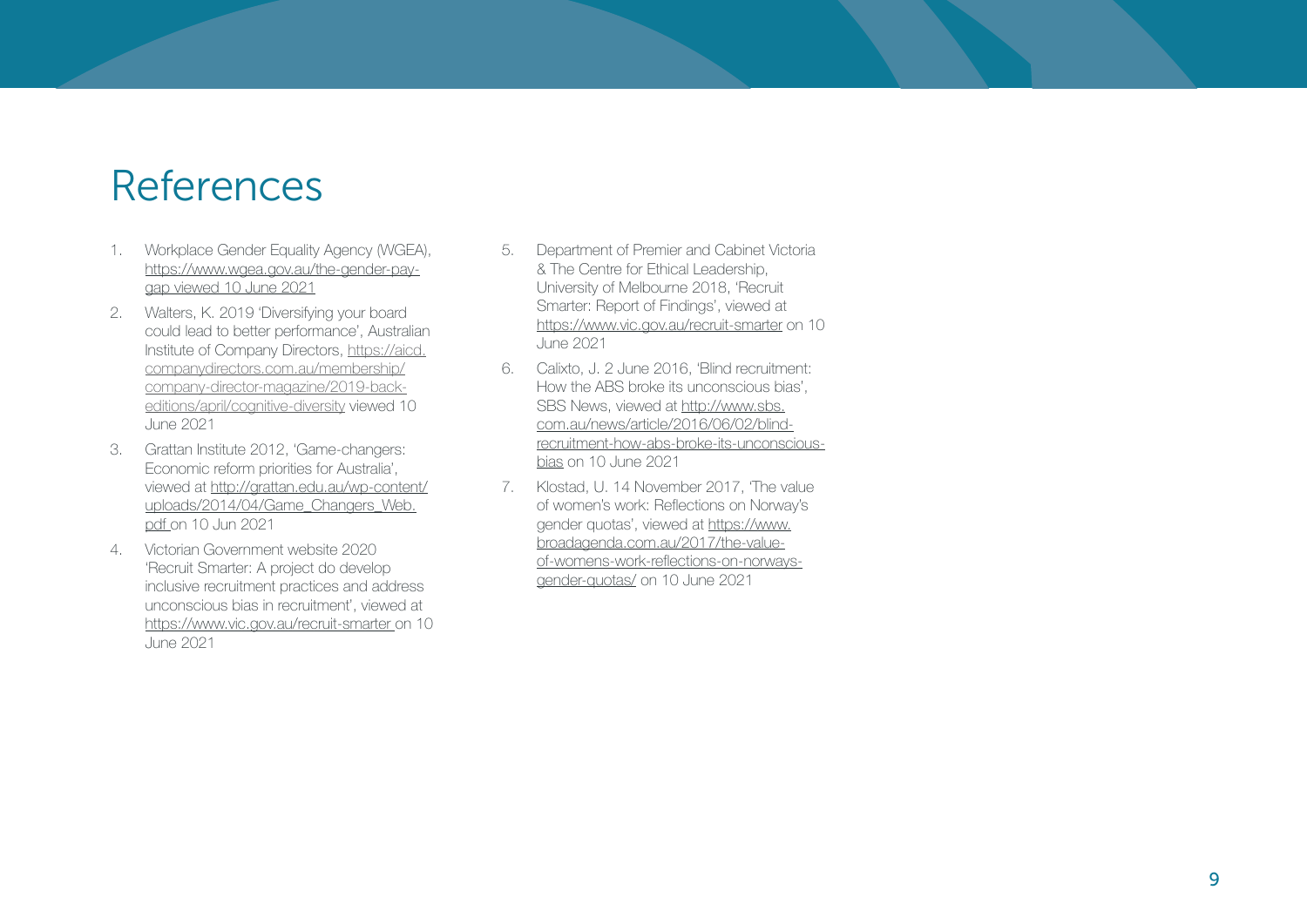# References

1. Workplace Gender Equality Agency (WGEA), https://www.wgea.gov.au/the-gender-pay-gap viewed 10 June 2021
2. Walters, K. 2019 'Diversifying your board could lead to better performance', Australian Institute of Company Directors, https://aicd.companydirectors.com.au/membership/company-director-magazine/2019-back-editions/april/cognitive-diversity viewed 10 June 2021
3. Grattan Institute 2012, 'Game-changers: Economic reform priorities for Australia', viewed at http://grattan.edu.au/wp-content/uploads/2014/04/Game_Changers_Web.pdf on 10 Jun 2021
4. Victorian Government website 2020 'Recruit Smarter: A project do develop inclusive recruitment practices and address unconscious bias in recruitment', viewed at https://www.vic.gov.au/recruit-smarter on 10 June 2021
5. Department of Premier and Cabinet Victoria & The Centre for Ethical Leadership, University of Melbourne 2018, 'Recruit Smarter: Report of Findings', viewed at https://www.vic.gov.au/recruit-smarter on 10 June 2021
6. Calixto, J. 2 June 2016, 'Blind recruitment: How the ABS broke its unconscious bias', SBS News, viewed at http://www.sbs.com.au/news/article/2016/06/02/blind-recruitment-how-abs-broke-its-unconscious-bias on 10 June 2021
7. Klostad, U. 14 November 2017, 'The value of women's work: Reflections on Norway's gender quotas', viewed at https://www.broadagenda.com.au/2017/the-value-of-womens-work-reflections-on-norways-gender-quotas/ on 10 June 2021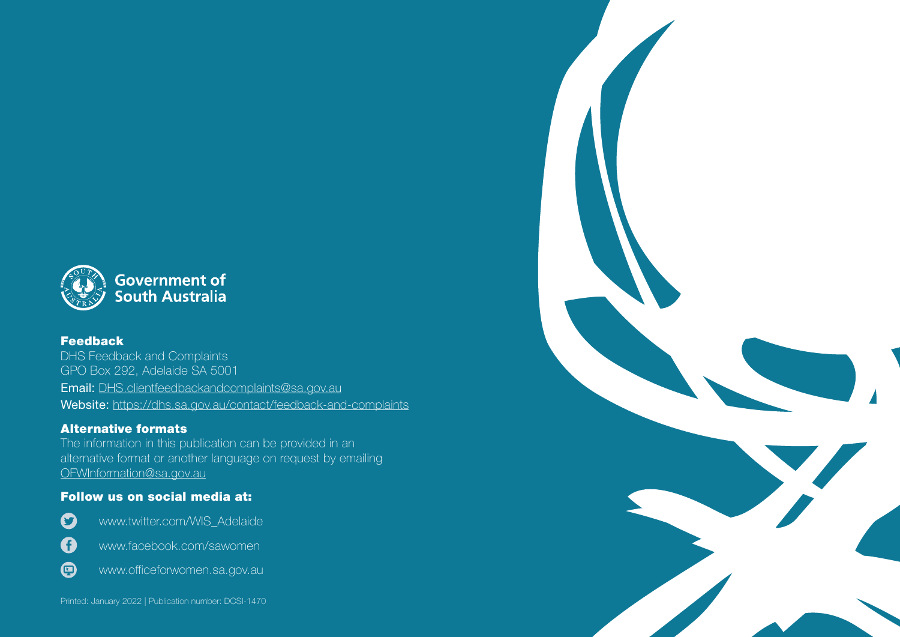Government of South Australia

## Feedback

DHS Feedback and Complaints
GPO Box 292, Adelaide SA 5001

Email: DHS.clientfeedbackandcomplaints@sa.gov.au

Website: https://dhs.sa.gov.au/contact/feedback-and-complaints

## Alternative formats

The information in this publication can be provided in an alternative format or another language on request by emailing OFWInformation@sa.gov.au

## Follow us on social media at:

- www.twitter.com/WIS_Adelaide
- www.facebook.com/sawomen
- www.officeforwomen.sa.gov.au

Printed: January 2022 | Publication number: DCSI-1470